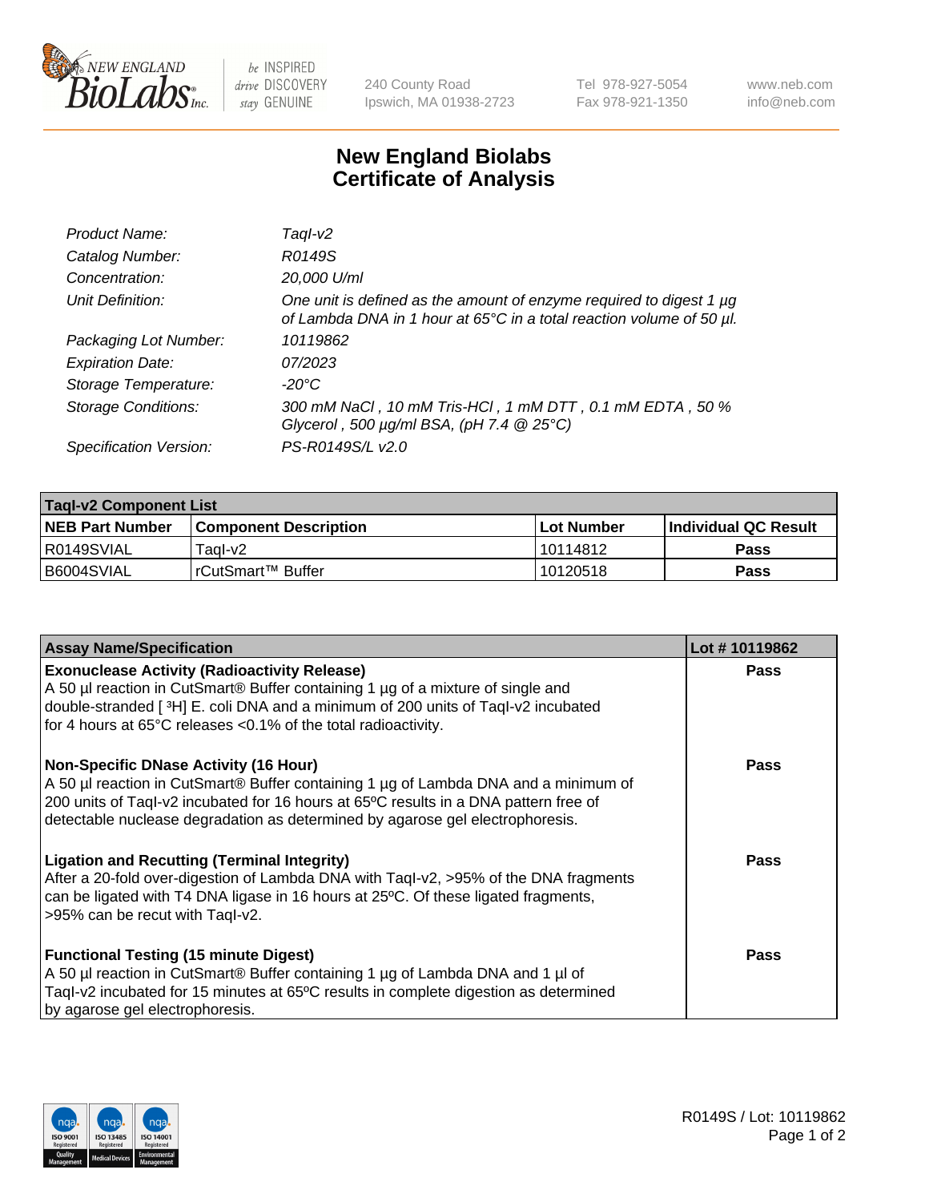# New England Biolabs Certificate of Analysis

| | |
|---|---|
| *Product Name:* | *TaqI-v2* |
| *Catalog Number:* | *R0149S* |
| *Concentration:* | *20,000 U/ml* |
| *Unit Definition:* | *One unit is defined as the amount of enzyme required to digest 1 µg of Lambda DNA in 1 hour at 65°C in a total reaction volume of 50 µl.* |
| *Packaging Lot Number:* | *10119862* |
| *Expiration Date:* | *07/2023* |
| *Storage Temperature:* | *-20°C* |
| *Storage Conditions:* | *300 mM NaCl , 10 mM Tris-HCl , 1 mM DTT , 0.1 mM EDTA , 50 % Glycerol , 500 µg/ml BSA, (pH 7.4 @ 25°C)* |
| *Specification Version:* | *PS-R0149S/L v2.0* |

| TaqI-v2 Component List | | | |
|---|---|---|---|
| **NEB Part Number** | **Component Description** | **Lot Number** | **Individual QC Result** |
| R0149SVIAL | TaqI-v2 | 10114812 | **Pass** |
| B6004SVIAL | rCutSmart™ Buffer | 10120518 | **Pass** |

| Assay Name/Specification | Lot # 10119862 |
|---|---|
| **Exonuclease Activity (Radioactivity Release)**<br>A 50 µl reaction in CutSmart® Buffer containing 1 µg of a mixture of single and double-stranded [ $^{3}$H] E. coli DNA and a minimum of 200 units of TaqI-v2 incubated for 4 hours at 65°C releases <0.1% of the total radioactivity. | **Pass** |
| **Non-Specific DNase Activity (16 Hour)**<br>A 50 µl reaction in CutSmart® Buffer containing 1 µg of Lambda DNA and a minimum of 200 units of TaqI-v2 incubated for 16 hours at 65ºC results in a DNA pattern free of detectable nuclease degradation as determined by agarose gel electrophoresis. | **Pass** |
| **Ligation and Recutting (Terminal Integrity)**<br>After a 20-fold over-digestion of Lambda DNA with TaqI-v2, >95% of the DNA fragments can be ligated with T4 DNA ligase in 16 hours at 25ºC. Of these ligated fragments, >95% can be recut with TaqI-v2. | **Pass** |
| **Functional Testing (15 minute Digest)**<br>A 50 µl reaction in CutSmart® Buffer containing 1 µg of Lambda DNA and 1 µl of TaqI-v2 incubated for 15 minutes at 65ºC results in complete digestion as determined by agarose gel electrophoresis. | **Pass** |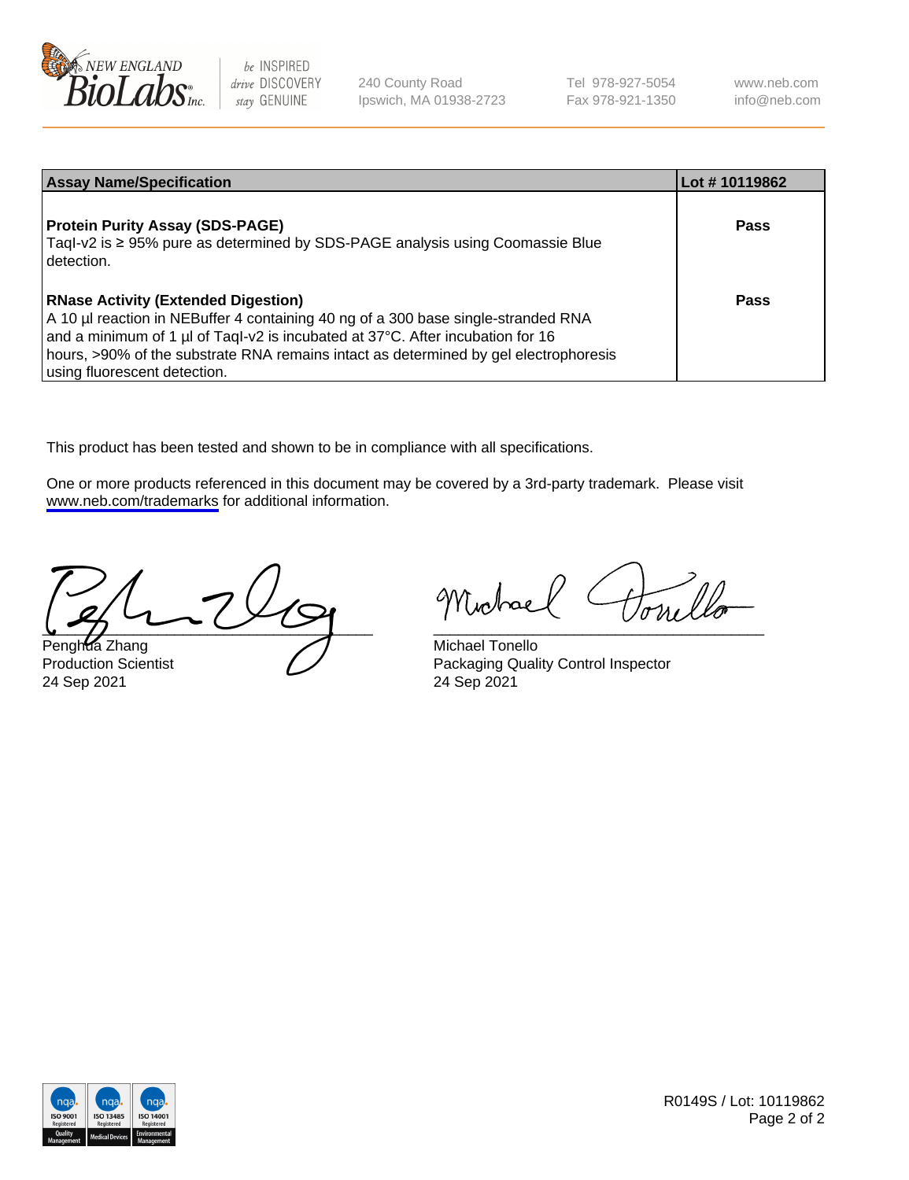New England BioLabs Inc. | be INSPIRED drive DISCOVERY stay GENUINE | 240 County Road Ipswich, MA 01938-2723 | Tel 978-927-5054 Fax 978-921-1350 | www.neb.com info@neb.com

| Assay Name/Specification | Lot # 10119862 |
|---|---|
| **Protein Purity Assay (SDS-PAGE)**<br>TaqI-v2 is ≥ 95% pure as determined by SDS-PAGE analysis using Coomassie Blue detection. | **Pass** |
| **RNase Activity (Extended Digestion)**<br>A 10 µl reaction in NEBuffer 4 containing 40 ng of a 300 base single-stranded RNA and a minimum of 1 µl of TaqI-v2 is incubated at 37°C. After incubation for 16 hours, >90% of the substrate RNA remains intact as determined by gel electrophoresis using fluorescent detection. | **Pass** |

This product has been tested and shown to be in compliance with all specifications.

One or more products referenced in this document may be covered by a 3rd-party trademark. Please visit www.neb.com/trademarks for additional information.

Penghua Zhang
Production Scientist
24 Sep 2021

Michael Tonello
Packaging Quality Control Inspector
24 Sep 2021

ISO 9001 Registered Quality Management | ISO 13485 Registered Medical Devices | ISO 14001 Registered Environmental Management

R0149S / Lot: 10119862